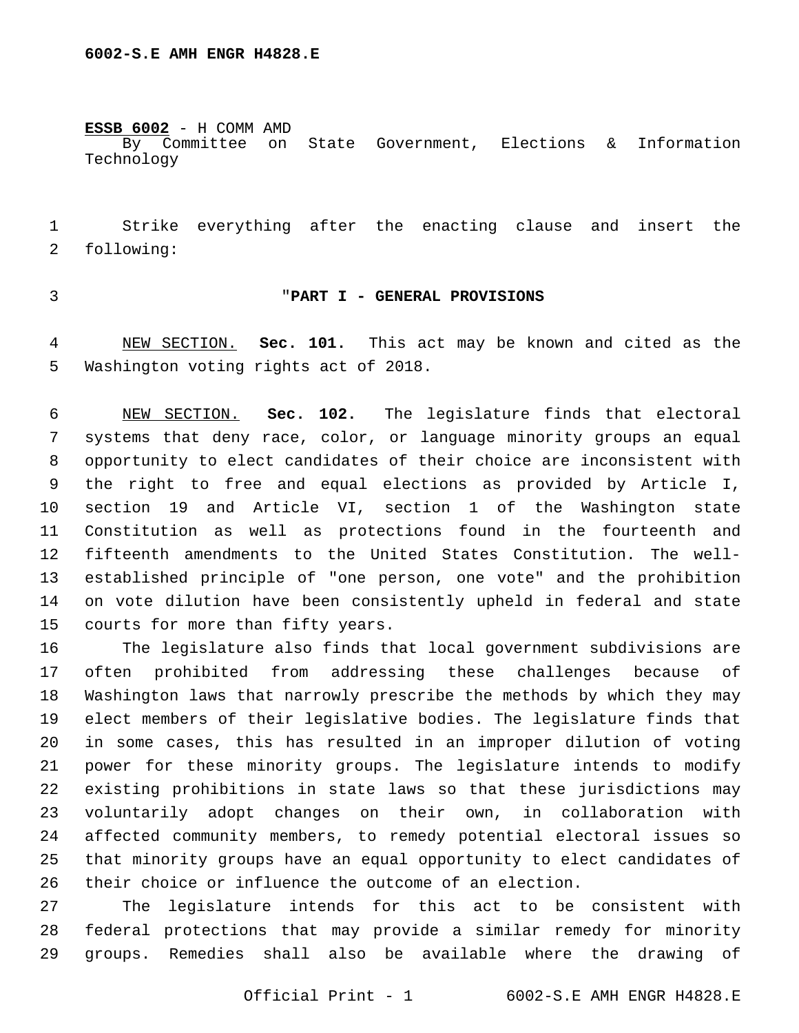**ESSB 6002** - H COMM AMD
By Committee on State Government, Elections & Information Technology

Strike everything after the enacting clause and insert the following:

"**PART I - GENERAL PROVISIONS**

NEW SECTION. **Sec. 101.** This act may be known and cited as the Washington voting rights act of 2018.

NEW SECTION. **Sec. 102.** The legislature finds that electoral systems that deny race, color, or language minority groups an equal opportunity to elect candidates of their choice are inconsistent with the right to free and equal elections as provided by Article I, section 19 and Article VI, section 1 of the Washington state Constitution as well as protections found in the fourteenth and fifteenth amendments to the United States Constitution. The well-established principle of "one person, one vote" and the prohibition on vote dilution have been consistently upheld in federal and state courts for more than fifty years.

The legislature also finds that local government subdivisions are often prohibited from addressing these challenges because of Washington laws that narrowly prescribe the methods by which they may elect members of their legislative bodies. The legislature finds that in some cases, this has resulted in an improper dilution of voting power for these minority groups. The legislature intends to modify existing prohibitions in state laws so that these jurisdictions may voluntarily adopt changes on their own, in collaboration with affected community members, to remedy potential electoral issues so that minority groups have an equal opportunity to elect candidates of their choice or influence the outcome of an election.

The legislature intends for this act to be consistent with federal protections that may provide a similar remedy for minority groups. Remedies shall also be available where the drawing of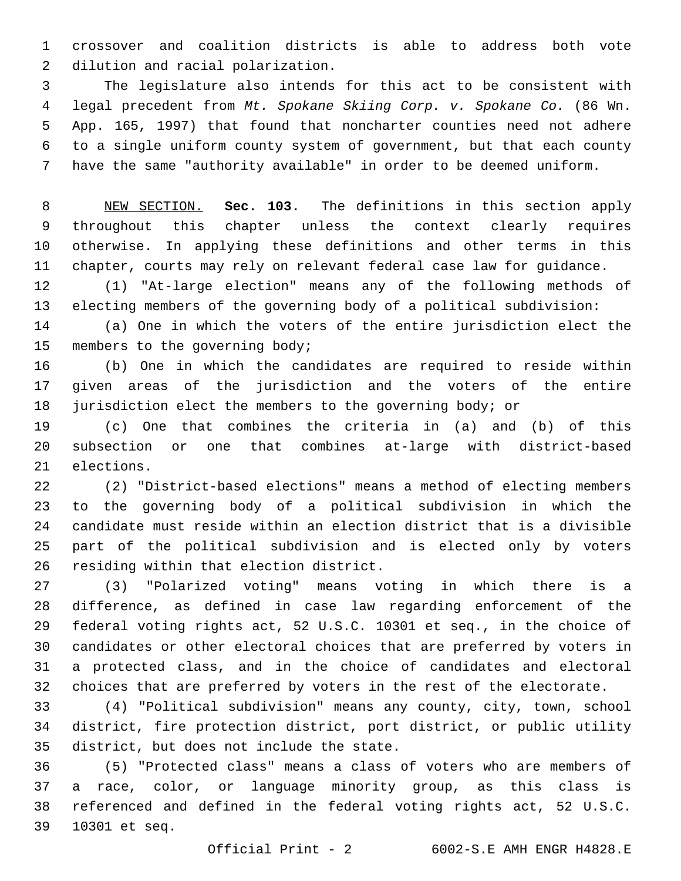crossover and coalition districts is able to address both vote dilution and racial polarization.

The legislature also intends for this act to be consistent with legal precedent from *Mt. Spokane Skiing Corp. v. Spokane Co.* (86 Wn. App. 165, 1997) that found that noncharter counties need not adhere to a single uniform county system of government, but that each county have the same "authority available" in order to be deemed uniform.

NEW SECTION. **Sec. 103.** The definitions in this section apply throughout this chapter unless the context clearly requires otherwise. In applying these definitions and other terms in this chapter, courts may rely on relevant federal case law for guidance.

(1) "At-large election" means any of the following methods of electing members of the governing body of a political subdivision:

(a) One in which the voters of the entire jurisdiction elect the members to the governing body;

(b) One in which the candidates are required to reside within given areas of the jurisdiction and the voters of the entire jurisdiction elect the members to the governing body; or

(c) One that combines the criteria in (a) and (b) of this subsection or one that combines at-large with district-based elections.

(2) "District-based elections" means a method of electing members to the governing body of a political subdivision in which the candidate must reside within an election district that is a divisible part of the political subdivision and is elected only by voters residing within that election district.

(3) "Polarized voting" means voting in which there is a difference, as defined in case law regarding enforcement of the federal voting rights act, 52 U.S.C. 10301 et seq., in the choice of candidates or other electoral choices that are preferred by voters in a protected class, and in the choice of candidates and electoral choices that are preferred by voters in the rest of the electorate.

(4) "Political subdivision" means any county, city, town, school district, fire protection district, port district, or public utility district, but does not include the state.

(5) "Protected class" means a class of voters who are members of a race, color, or language minority group, as this class is referenced and defined in the federal voting rights act, 52 U.S.C. 10301 et seq.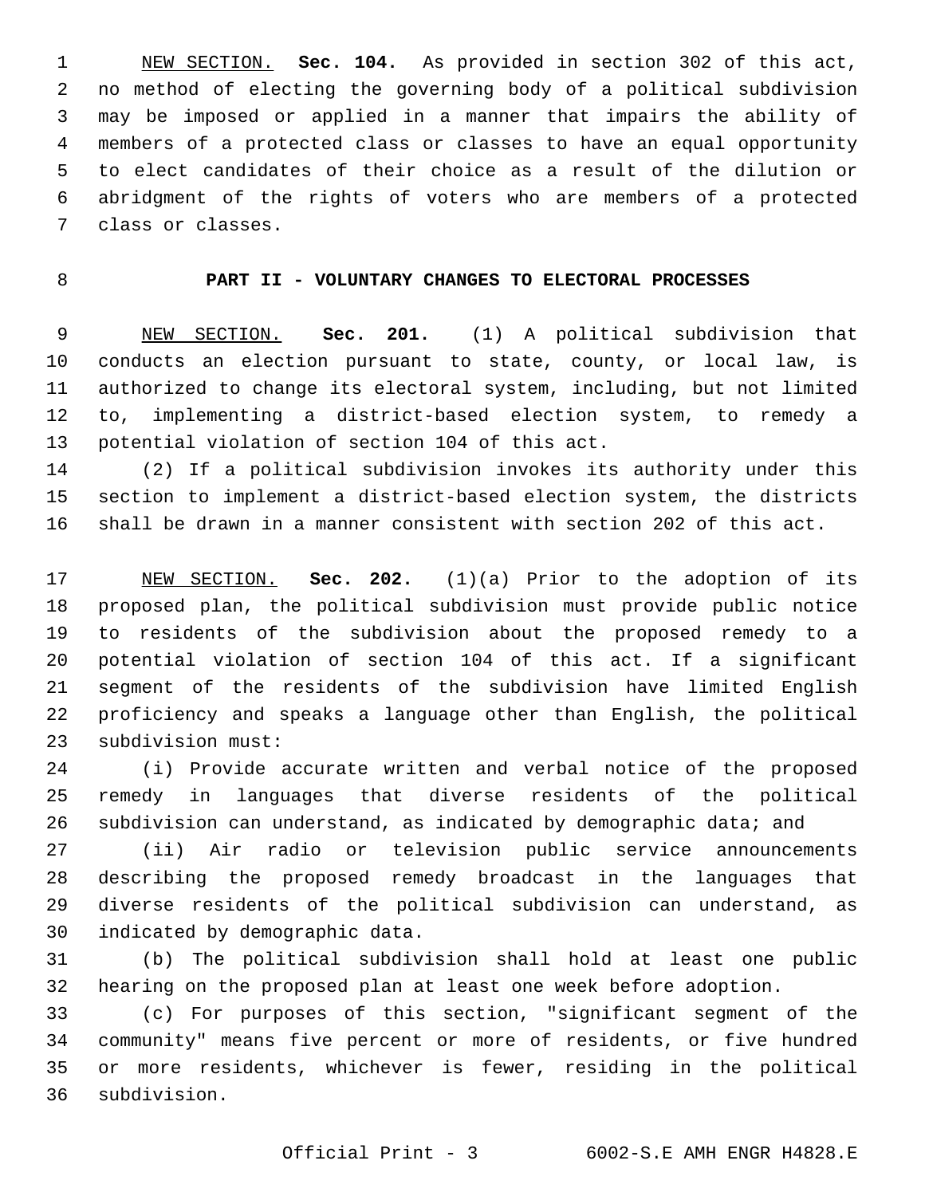NEW SECTION. **Sec. 104.** As provided in section 302 of this act, no method of electing the governing body of a political subdivision may be imposed or applied in a manner that impairs the ability of members of a protected class or classes to have an equal opportunity to elect candidates of their choice as a result of the dilution or abridgment of the rights of voters who are members of a protected class or classes.

## PART II - VOLUNTARY CHANGES TO ELECTORAL PROCESSES

NEW SECTION. **Sec. 201.** (1) A political subdivision that conducts an election pursuant to state, county, or local law, is authorized to change its electoral system, including, but not limited to, implementing a district-based election system, to remedy a potential violation of section 104 of this act.

(2) If a political subdivision invokes its authority under this section to implement a district-based election system, the districts shall be drawn in a manner consistent with section 202 of this act.

NEW SECTION. **Sec. 202.** (1)(a) Prior to the adoption of its proposed plan, the political subdivision must provide public notice to residents of the subdivision about the proposed remedy to a potential violation of section 104 of this act. If a significant segment of the residents of the subdivision have limited English proficiency and speaks a language other than English, the political subdivision must:

(i) Provide accurate written and verbal notice of the proposed remedy in languages that diverse residents of the political subdivision can understand, as indicated by demographic data; and

(ii) Air radio or television public service announcements describing the proposed remedy broadcast in the languages that diverse residents of the political subdivision can understand, as indicated by demographic data.

(b) The political subdivision shall hold at least one public hearing on the proposed plan at least one week before adoption.

(c) For purposes of this section, "significant segment of the community" means five percent or more of residents, or five hundred or more residents, whichever is fewer, residing in the political subdivision.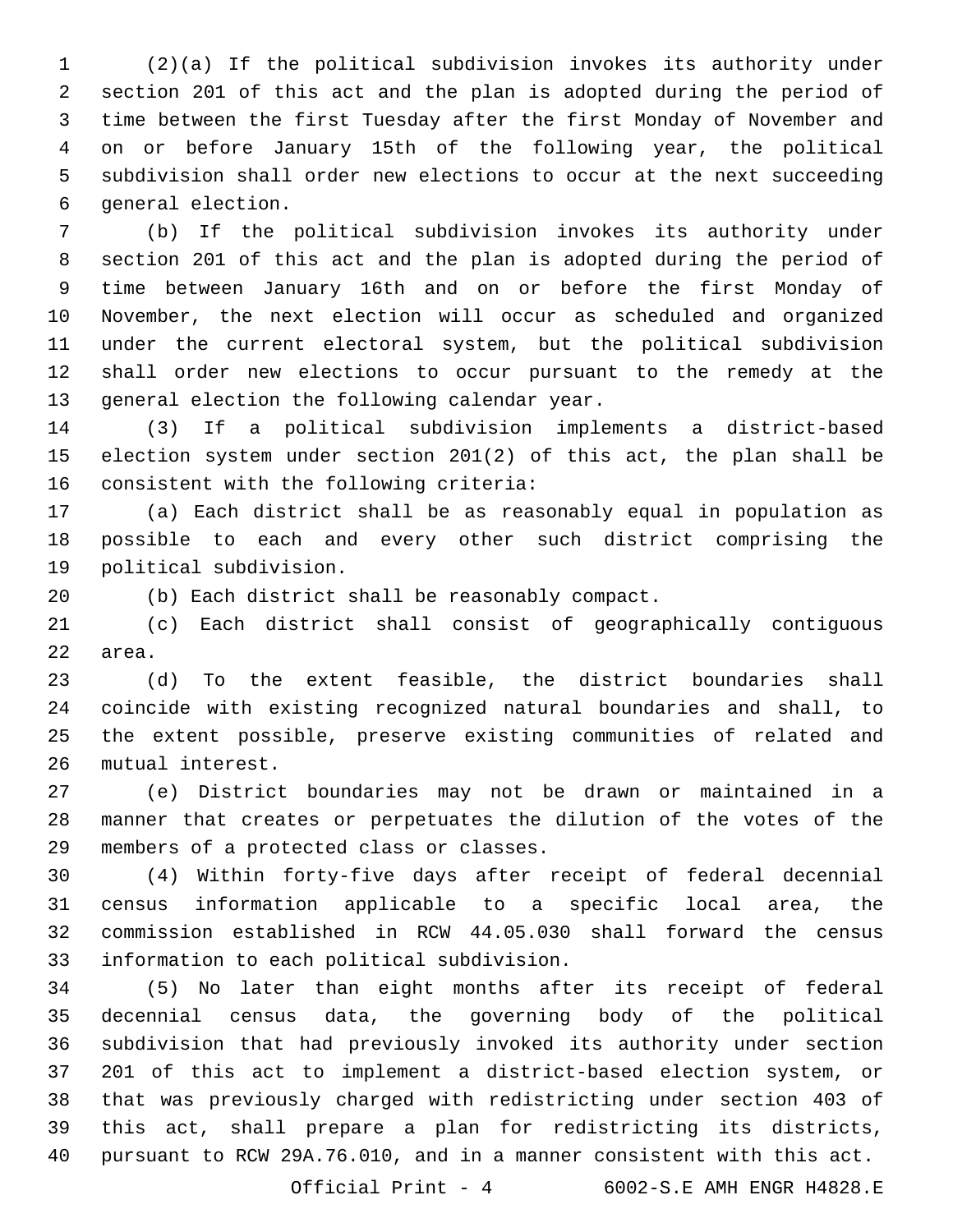(2)(a) If the political subdivision invokes its authority under section 201 of this act and the plan is adopted during the period of time between the first Tuesday after the first Monday of November and on or before January 15th of the following year, the political subdivision shall order new elections to occur at the next succeeding general election.

(b) If the political subdivision invokes its authority under section 201 of this act and the plan is adopted during the period of time between January 16th and on or before the first Monday of November, the next election will occur as scheduled and organized under the current electoral system, but the political subdivision shall order new elections to occur pursuant to the remedy at the general election the following calendar year.

(3) If a political subdivision implements a district-based election system under section 201(2) of this act, the plan shall be consistent with the following criteria:

(a) Each district shall be as reasonably equal in population as possible to each and every other such district comprising the political subdivision.

(b) Each district shall be reasonably compact.

(c) Each district shall consist of geographically contiguous area.

(d) To the extent feasible, the district boundaries shall coincide with existing recognized natural boundaries and shall, to the extent possible, preserve existing communities of related and mutual interest.

(e) District boundaries may not be drawn or maintained in a manner that creates or perpetuates the dilution of the votes of the members of a protected class or classes.

(4) Within forty-five days after receipt of federal decennial census information applicable to a specific local area, the commission established in RCW 44.05.030 shall forward the census information to each political subdivision.

(5) No later than eight months after its receipt of federal decennial census data, the governing body of the political subdivision that had previously invoked its authority under section 201 of this act to implement a district-based election system, or that was previously charged with redistricting under section 403 of this act, shall prepare a plan for redistricting its districts, pursuant to RCW 29A.76.010, and in a manner consistent with this act.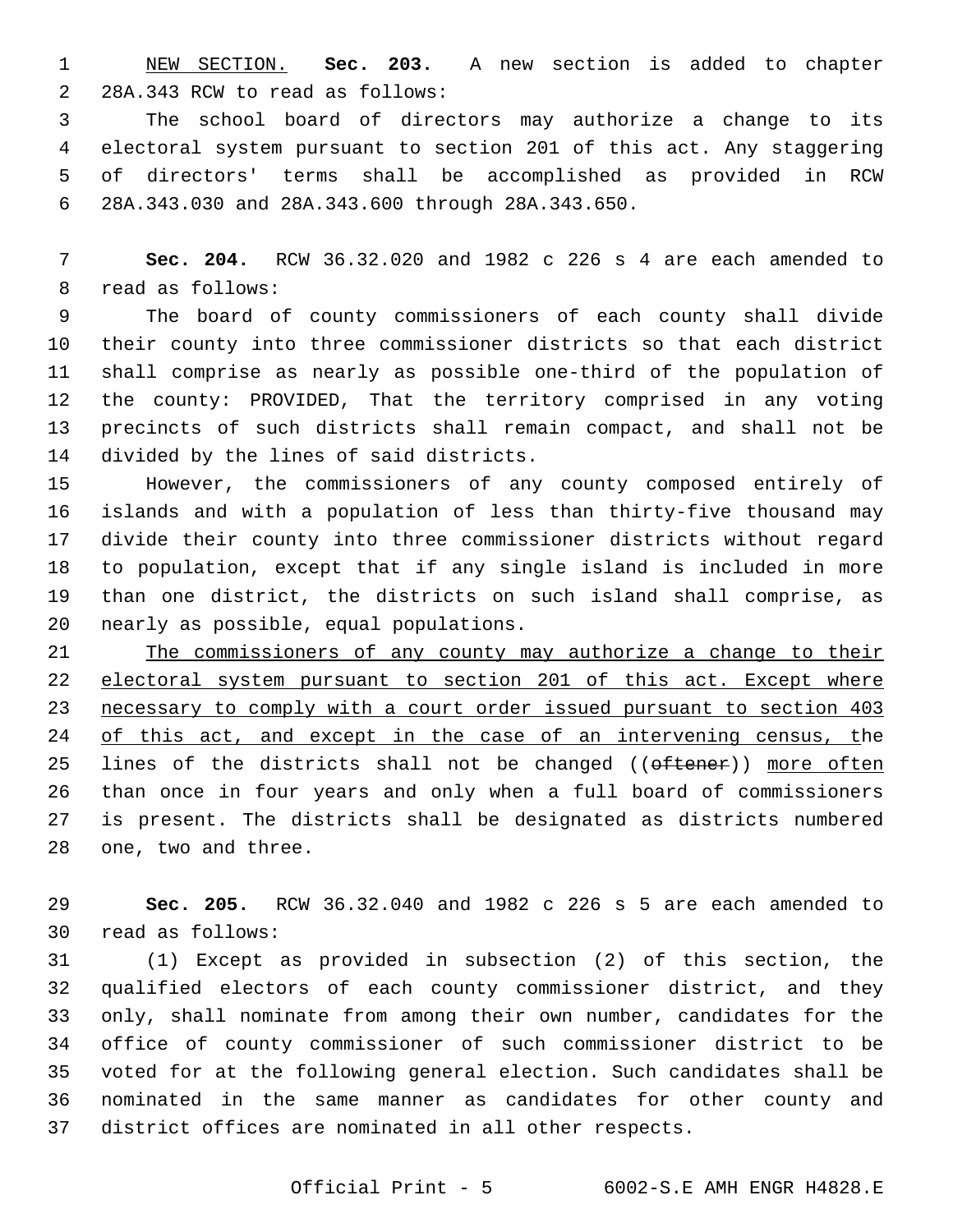NEW SECTION. **Sec. 203.** A new section is added to chapter 28A.343 RCW to read as follows:

The school board of directors may authorize a change to its electoral system pursuant to section 201 of this act. Any staggering of directors' terms shall be accomplished as provided in RCW 28A.343.030 and 28A.343.600 through 28A.343.650.

**Sec. 204.** RCW 36.32.020 and 1982 c 226 s 4 are each amended to read as follows:

The board of county commissioners of each county shall divide their county into three commissioner districts so that each district shall comprise as nearly as possible one-third of the population of the county: PROVIDED, That the territory comprised in any voting precincts of such districts shall remain compact, and shall not be divided by the lines of said districts.

However, the commissioners of any county composed entirely of islands and with a population of less than thirty-five thousand may divide their county into three commissioner districts without regard to population, except that if any single island is included in more than one district, the districts on such island shall comprise, as nearly as possible, equal populations.

The commissioners of any county may authorize a change to their electoral system pursuant to section 201 of this act. Except where necessary to comply with a court order issued pursuant to section 403 of this act, and except in the case of an intervening census, the lines of the districts shall not be changed ((~~oftener~~)) more often than once in four years and only when a full board of commissioners is present. The districts shall be designated as districts numbered one, two and three.

**Sec. 205.** RCW 36.32.040 and 1982 c 226 s 5 are each amended to read as follows:

(1) Except as provided in subsection (2) of this section, the qualified electors of each county commissioner district, and they only, shall nominate from among their own number, candidates for the office of county commissioner of such commissioner district to be voted for at the following general election. Such candidates shall be nominated in the same manner as candidates for other county and district offices are nominated in all other respects.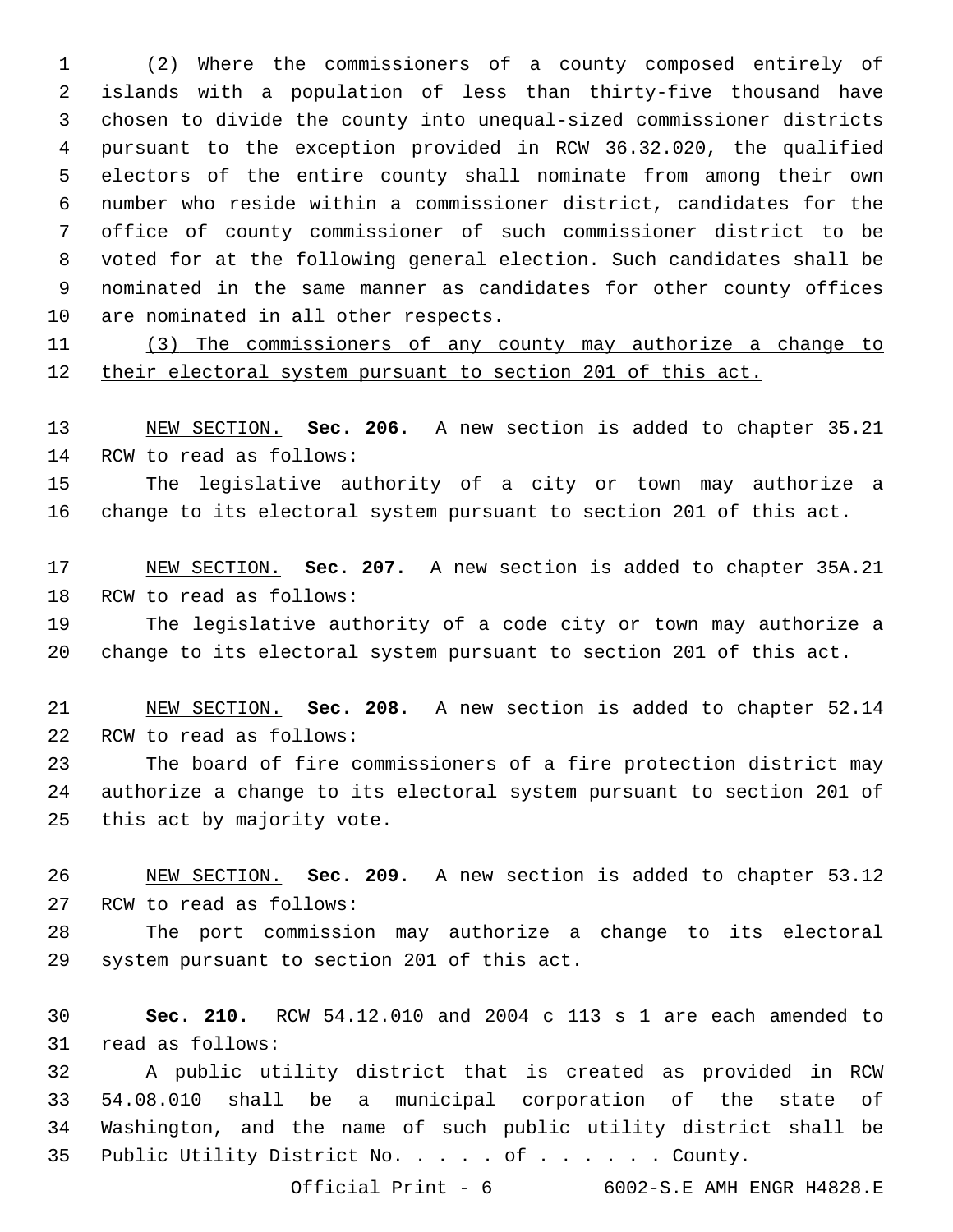(2) Where the commissioners of a county composed entirely of islands with a population of less than thirty-five thousand have chosen to divide the county into unequal-sized commissioner districts pursuant to the exception provided in RCW 36.32.020, the qualified electors of the entire county shall nominate from among their own number who reside within a commissioner district, candidates for the office of county commissioner of such commissioner district to be voted for at the following general election. Such candidates shall be nominated in the same manner as candidates for other county offices are nominated in all other respects.

<u>(3) The commissioners of any county may authorize a change to their electoral system pursuant to section 201 of this act.</u>

<u>NEW SECTION.</u> **Sec. 206.** A new section is added to chapter 35.21 RCW to read as follows:

The legislative authority of a city or town may authorize a change to its electoral system pursuant to section 201 of this act.

<u>NEW SECTION.</u> **Sec. 207.** A new section is added to chapter 35A.21 RCW to read as follows:

The legislative authority of a code city or town may authorize a change to its electoral system pursuant to section 201 of this act.

<u>NEW SECTION.</u> **Sec. 208.** A new section is added to chapter 52.14 RCW to read as follows:

The board of fire commissioners of a fire protection district may authorize a change to its electoral system pursuant to section 201 of this act by majority vote.

<u>NEW SECTION.</u> **Sec. 209.** A new section is added to chapter 53.12 RCW to read as follows:

The port commission may authorize a change to its electoral system pursuant to section 201 of this act.

**Sec. 210.** RCW 54.12.010 and 2004 c 113 s 1 are each amended to read as follows:

A public utility district that is created as provided in RCW 54.08.010 shall be a municipal corporation of the state of Washington, and the name of such public utility district shall be Public Utility District No. . . . . . of . . . . . . . County.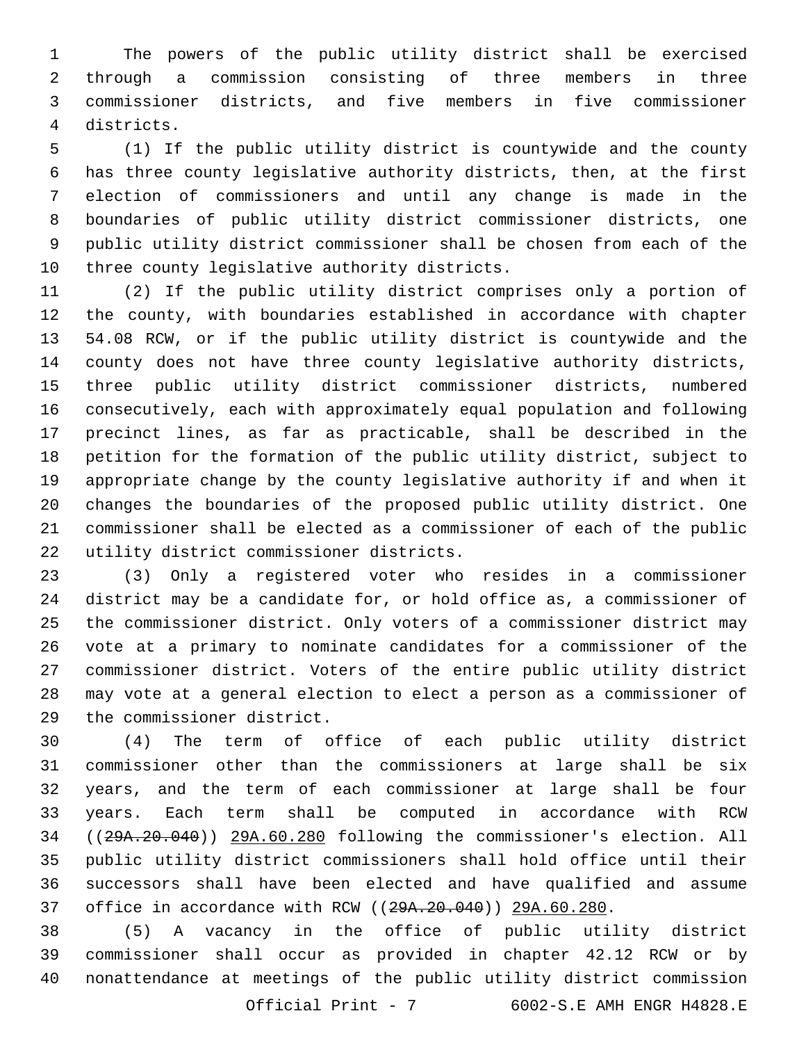The powers of the public utility district shall be exercised through a commission consisting of three members in three commissioner districts, and five members in five commissioner districts.

(1) If the public utility district is countywide and the county has three county legislative authority districts, then, at the first election of commissioners and until any change is made in the boundaries of public utility district commissioner districts, one public utility district commissioner shall be chosen from each of the three county legislative authority districts.

(2) If the public utility district comprises only a portion of the county, with boundaries established in accordance with chapter 54.08 RCW, or if the public utility district is countywide and the county does not have three county legislative authority districts, three public utility district commissioner districts, numbered consecutively, each with approximately equal population and following precinct lines, as far as practicable, shall be described in the petition for the formation of the public utility district, subject to appropriate change by the county legislative authority if and when it changes the boundaries of the proposed public utility district. One commissioner shall be elected as a commissioner of each of the public utility district commissioner districts.

(3) Only a registered voter who resides in a commissioner district may be a candidate for, or hold office as, a commissioner of the commissioner district. Only voters of a commissioner district may vote at a primary to nominate candidates for a commissioner of the commissioner district. Voters of the entire public utility district may vote at a general election to elect a person as a commissioner of the commissioner district.

(4) The term of office of each public utility district commissioner other than the commissioners at large shall be six years, and the term of each commissioner at large shall be four years. Each term shall be computed in accordance with RCW ((~~29A.20.040~~)) 29A.60.280 following the commissioner's election. All public utility district commissioners shall hold office until their successors shall have been elected and have qualified and assume office in accordance with RCW ((~~29A.20.040~~)) 29A.60.280.

(5) A vacancy in the office of public utility district commissioner shall occur as provided in chapter 42.12 RCW or by nonattendance at meetings of the public utility district commission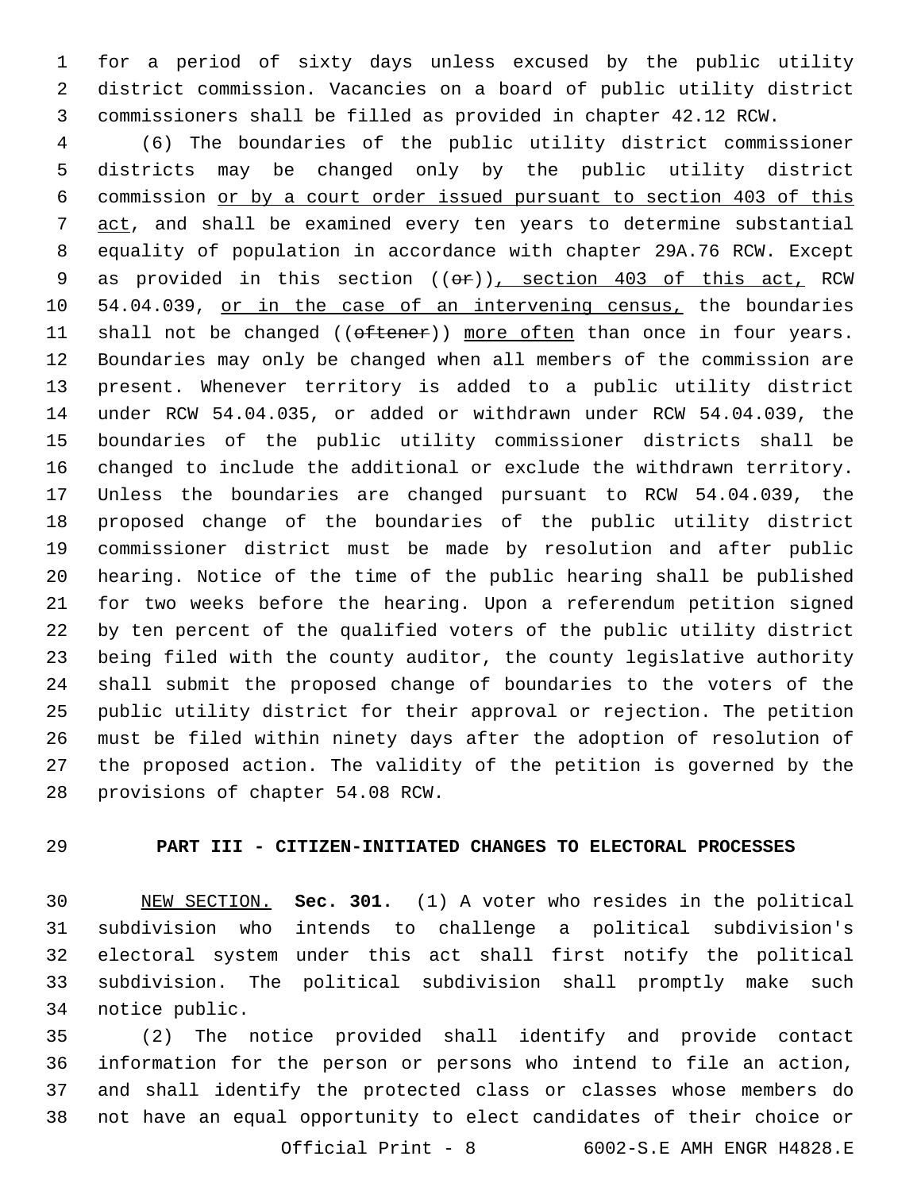for a period of sixty days unless excused by the public utility district commission. Vacancies on a board of public utility district commissioners shall be filled as provided in chapter 42.12 RCW.

(6) The boundaries of the public utility district commissioner districts may be changed only by the public utility district commission <u>or by a court order issued pursuant to section 403 of this act</u>, and shall be examined every ten years to determine substantial equality of population in accordance with chapter 29A.76 RCW. Except as provided in this section ((~~or~~))<u>, section 403 of this act,</u> RCW 54.04.039, <u>or in the case of an intervening census,</u> the boundaries shall not be changed ((~~oftener~~)) <u>more often</u> than once in four years. Boundaries may only be changed when all members of the commission are present. Whenever territory is added to a public utility district under RCW 54.04.035, or added or withdrawn under RCW 54.04.039, the boundaries of the public utility commissioner districts shall be changed to include the additional or exclude the withdrawn territory. Unless the boundaries are changed pursuant to RCW 54.04.039, the proposed change of the boundaries of the public utility district commissioner district must be made by resolution and after public hearing. Notice of the time of the public hearing shall be published for two weeks before the hearing. Upon a referendum petition signed by ten percent of the qualified voters of the public utility district being filed with the county auditor, the county legislative authority shall submit the proposed change of boundaries to the voters of the public utility district for their approval or rejection. The petition must be filed within ninety days after the adoption of resolution of the proposed action. The validity of the petition is governed by the provisions of chapter 54.08 RCW.

## PART III - CITIZEN-INITIATED CHANGES TO ELECTORAL PROCESSES

<u>NEW SECTION.</u> **Sec. 301.** (1) A voter who resides in the political subdivision who intends to challenge a political subdivision's electoral system under this act shall first notify the political subdivision. The political subdivision shall promptly make such notice public.

(2) The notice provided shall identify and provide contact information for the person or persons who intend to file an action, and shall identify the protected class or classes whose members do not have an equal opportunity to elect candidates of their choice or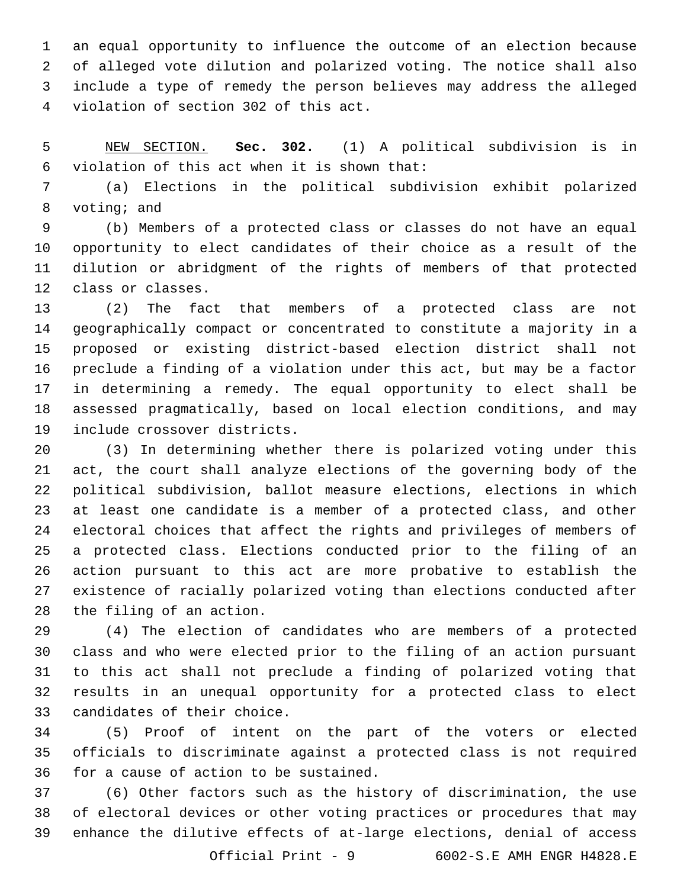an equal opportunity to influence the outcome of an election because of alleged vote dilution and polarized voting. The notice shall also include a type of remedy the person believes may address the alleged violation of section 302 of this act.

NEW SECTION. **Sec. 302.** (1) A political subdivision is in violation of this act when it is shown that:

(a) Elections in the political subdivision exhibit polarized voting; and

(b) Members of a protected class or classes do not have an equal opportunity to elect candidates of their choice as a result of the dilution or abridgment of the rights of members of that protected class or classes.

(2) The fact that members of a protected class are not geographically compact or concentrated to constitute a majority in a proposed or existing district-based election district shall not preclude a finding of a violation under this act, but may be a factor in determining a remedy. The equal opportunity to elect shall be assessed pragmatically, based on local election conditions, and may include crossover districts.

(3) In determining whether there is polarized voting under this act, the court shall analyze elections of the governing body of the political subdivision, ballot measure elections, elections in which at least one candidate is a member of a protected class, and other electoral choices that affect the rights and privileges of members of a protected class. Elections conducted prior to the filing of an action pursuant to this act are more probative to establish the existence of racially polarized voting than elections conducted after the filing of an action.

(4) The election of candidates who are members of a protected class and who were elected prior to the filing of an action pursuant to this act shall not preclude a finding of polarized voting that results in an unequal opportunity for a protected class to elect candidates of their choice.

(5) Proof of intent on the part of the voters or elected officials to discriminate against a protected class is not required for a cause of action to be sustained.

(6) Other factors such as the history of discrimination, the use of electoral devices or other voting practices or procedures that may enhance the dilutive effects of at-large elections, denial of access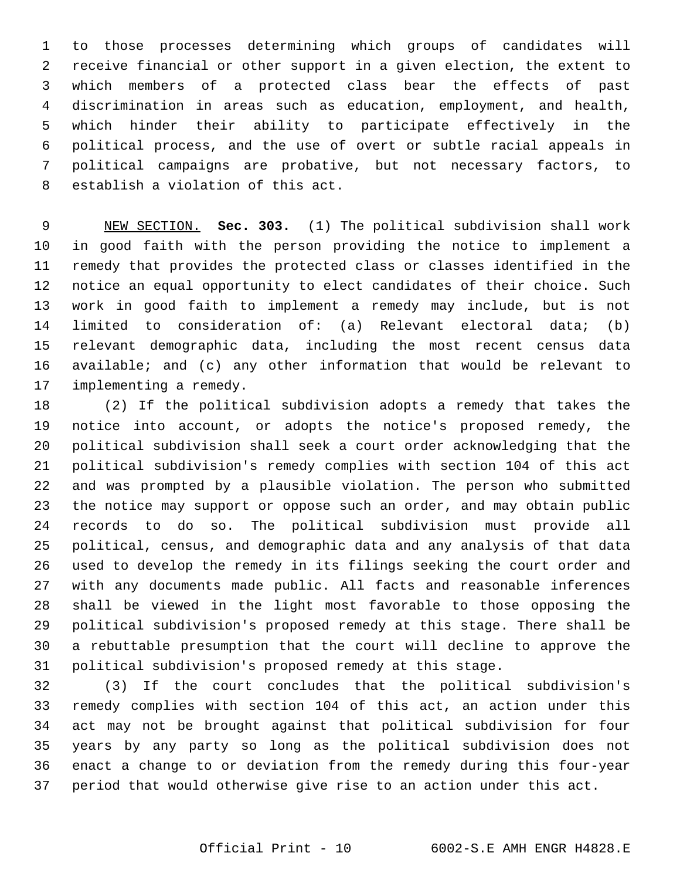to those processes determining which groups of candidates will receive financial or other support in a given election, the extent to which members of a protected class bear the effects of past discrimination in areas such as education, employment, and health, which hinder their ability to participate effectively in the political process, and the use of overt or subtle racial appeals in political campaigns are probative, but not necessary factors, to establish a violation of this act.

NEW SECTION. **Sec. 303.** (1) The political subdivision shall work in good faith with the person providing the notice to implement a remedy that provides the protected class or classes identified in the notice an equal opportunity to elect candidates of their choice. Such work in good faith to implement a remedy may include, but is not limited to consideration of: (a) Relevant electoral data; (b) relevant demographic data, including the most recent census data available; and (c) any other information that would be relevant to implementing a remedy.

(2) If the political subdivision adopts a remedy that takes the notice into account, or adopts the notice's proposed remedy, the political subdivision shall seek a court order acknowledging that the political subdivision's remedy complies with section 104 of this act and was prompted by a plausible violation. The person who submitted the notice may support or oppose such an order, and may obtain public records to do so. The political subdivision must provide all political, census, and demographic data and any analysis of that data used to develop the remedy in its filings seeking the court order and with any documents made public. All facts and reasonable inferences shall be viewed in the light most favorable to those opposing the political subdivision's proposed remedy at this stage. There shall be a rebuttable presumption that the court will decline to approve the political subdivision's proposed remedy at this stage.

(3) If the court concludes that the political subdivision's remedy complies with section 104 of this act, an action under this act may not be brought against that political subdivision for four years by any party so long as the political subdivision does not enact a change to or deviation from the remedy during this four-year period that would otherwise give rise to an action under this act.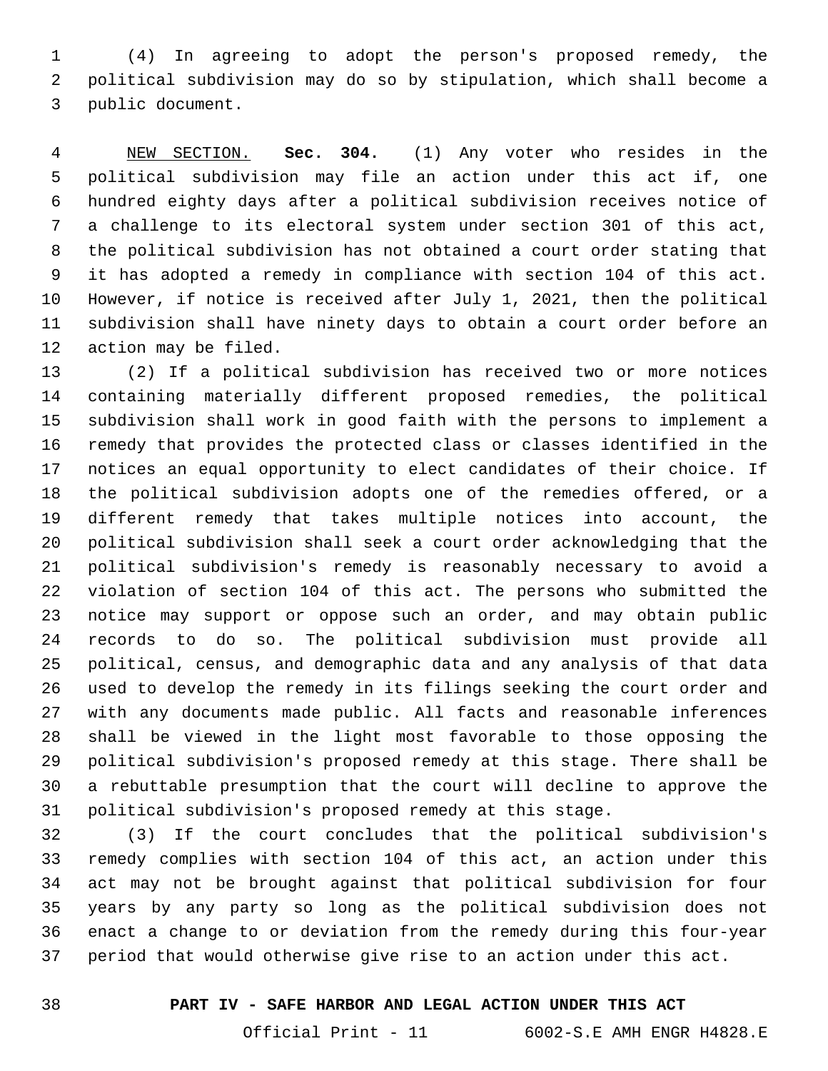(4) In agreeing to adopt the person's proposed remedy, the political subdivision may do so by stipulation, which shall become a public document.

NEW SECTION. **Sec. 304.** (1) Any voter who resides in the political subdivision may file an action under this act if, one hundred eighty days after a political subdivision receives notice of a challenge to its electoral system under section 301 of this act, the political subdivision has not obtained a court order stating that it has adopted a remedy in compliance with section 104 of this act. However, if notice is received after July 1, 2021, then the political subdivision shall have ninety days to obtain a court order before an action may be filed.

(2) If a political subdivision has received two or more notices containing materially different proposed remedies, the political subdivision shall work in good faith with the persons to implement a remedy that provides the protected class or classes identified in the notices an equal opportunity to elect candidates of their choice. If the political subdivision adopts one of the remedies offered, or a different remedy that takes multiple notices into account, the political subdivision shall seek a court order acknowledging that the political subdivision's remedy is reasonably necessary to avoid a violation of section 104 of this act. The persons who submitted the notice may support or oppose such an order, and may obtain public records to do so. The political subdivision must provide all political, census, and demographic data and any analysis of that data used to develop the remedy in its filings seeking the court order and with any documents made public. All facts and reasonable inferences shall be viewed in the light most favorable to those opposing the political subdivision's proposed remedy at this stage. There shall be a rebuttable presumption that the court will decline to approve the political subdivision's proposed remedy at this stage.

(3) If the court concludes that the political subdivision's remedy complies with section 104 of this act, an action under this act may not be brought against that political subdivision for four years by any party so long as the political subdivision does not enact a change to or deviation from the remedy during this four-year period that would otherwise give rise to an action under this act.

## PART IV - SAFE HARBOR AND LEGAL ACTION UNDER THIS ACT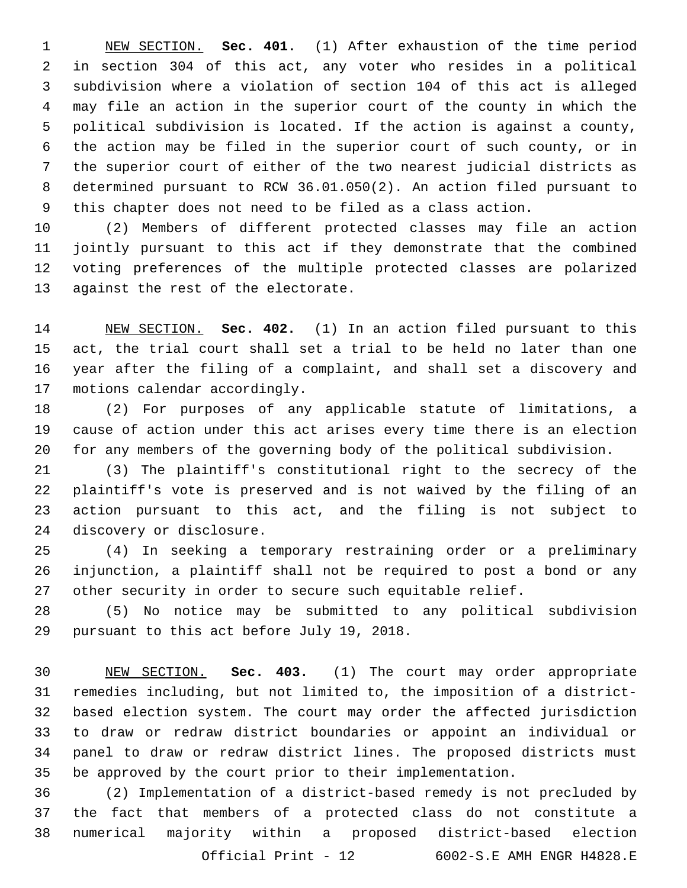NEW SECTION. **Sec. 401.** (1) After exhaustion of the time period in section 304 of this act, any voter who resides in a political subdivision where a violation of section 104 of this act is alleged may file an action in the superior court of the county in which the political subdivision is located. If the action is against a county, the action may be filed in the superior court of such county, or in the superior court of either of the two nearest judicial districts as determined pursuant to RCW 36.01.050(2). An action filed pursuant to this chapter does not need to be filed as a class action.

(2) Members of different protected classes may file an action jointly pursuant to this act if they demonstrate that the combined voting preferences of the multiple protected classes are polarized against the rest of the electorate.

NEW SECTION. **Sec. 402.** (1) In an action filed pursuant to this act, the trial court shall set a trial to be held no later than one year after the filing of a complaint, and shall set a discovery and motions calendar accordingly.

(2) For purposes of any applicable statute of limitations, a cause of action under this act arises every time there is an election for any members of the governing body of the political subdivision.

(3) The plaintiff's constitutional right to the secrecy of the plaintiff's vote is preserved and is not waived by the filing of an action pursuant to this act, and the filing is not subject to discovery or disclosure.

(4) In seeking a temporary restraining order or a preliminary injunction, a plaintiff shall not be required to post a bond or any other security in order to secure such equitable relief.

(5) No notice may be submitted to any political subdivision pursuant to this act before July 19, 2018.

NEW SECTION. **Sec. 403.** (1) The court may order appropriate remedies including, but not limited to, the imposition of a district-based election system. The court may order the affected jurisdiction to draw or redraw district boundaries or appoint an individual or panel to draw or redraw district lines. The proposed districts must be approved by the court prior to their implementation.

(2) Implementation of a district-based remedy is not precluded by the fact that members of a protected class do not constitute a numerical majority within a proposed district-based election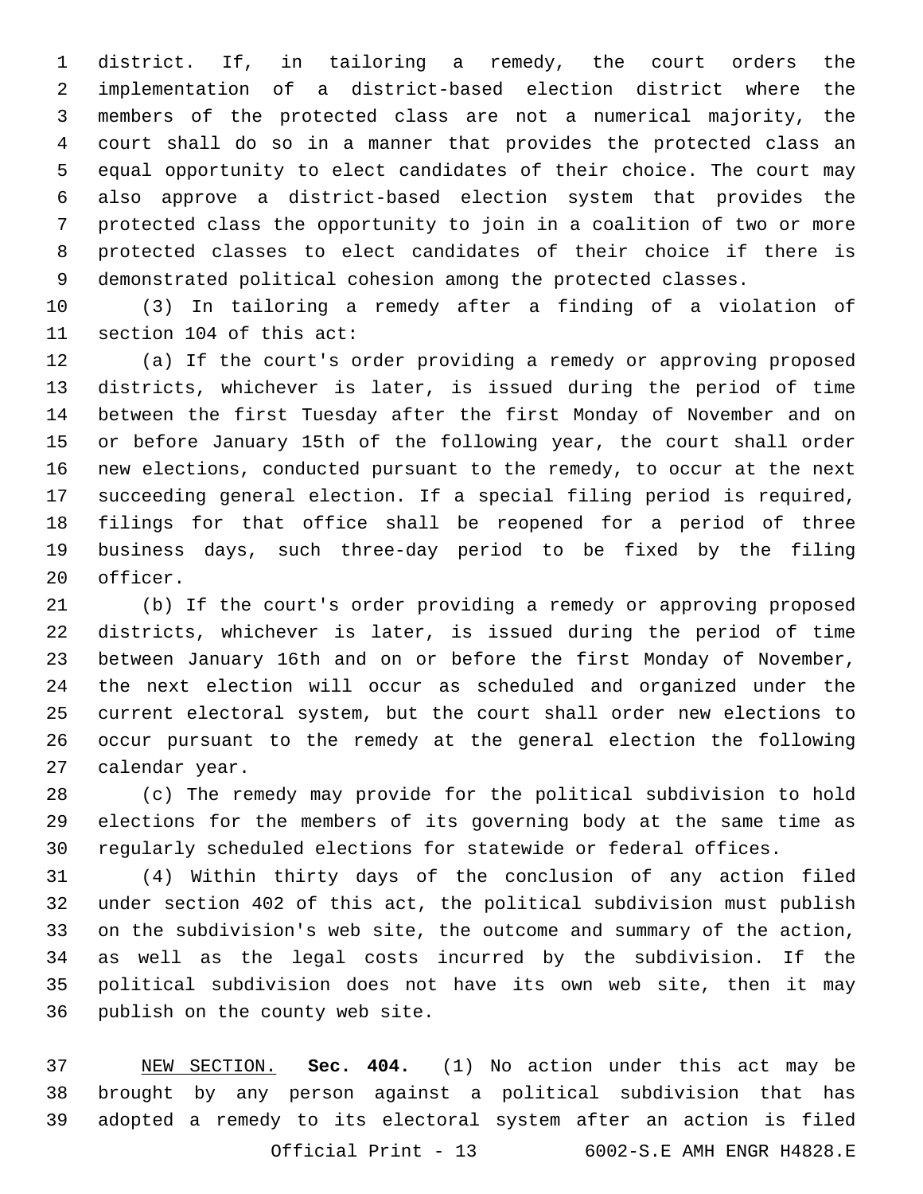district. If, in tailoring a remedy, the court orders the implementation of a district-based election district where the members of the protected class are not a numerical majority, the court shall do so in a manner that provides the protected class an equal opportunity to elect candidates of their choice. The court may also approve a district-based election system that provides the protected class the opportunity to join in a coalition of two or more protected classes to elect candidates of their choice if there is demonstrated political cohesion among the protected classes.

(3) In tailoring a remedy after a finding of a violation of section 104 of this act:

(a) If the court's order providing a remedy or approving proposed districts, whichever is later, is issued during the period of time between the first Tuesday after the first Monday of November and on or before January 15th of the following year, the court shall order new elections, conducted pursuant to the remedy, to occur at the next succeeding general election. If a special filing period is required, filings for that office shall be reopened for a period of three business days, such three-day period to be fixed by the filing officer.

(b) If the court's order providing a remedy or approving proposed districts, whichever is later, is issued during the period of time between January 16th and on or before the first Monday of November, the next election will occur as scheduled and organized under the current electoral system, but the court shall order new elections to occur pursuant to the remedy at the general election the following calendar year.

(c) The remedy may provide for the political subdivision to hold elections for the members of its governing body at the same time as regularly scheduled elections for statewide or federal offices.

(4) Within thirty days of the conclusion of any action filed under section 402 of this act, the political subdivision must publish on the subdivision's web site, the outcome and summary of the action, as well as the legal costs incurred by the subdivision. If the political subdivision does not have its own web site, then it may publish on the county web site.

NEW SECTION. **Sec. 404.** (1) No action under this act may be brought by any person against a political subdivision that has adopted a remedy to its electoral system after an action is filed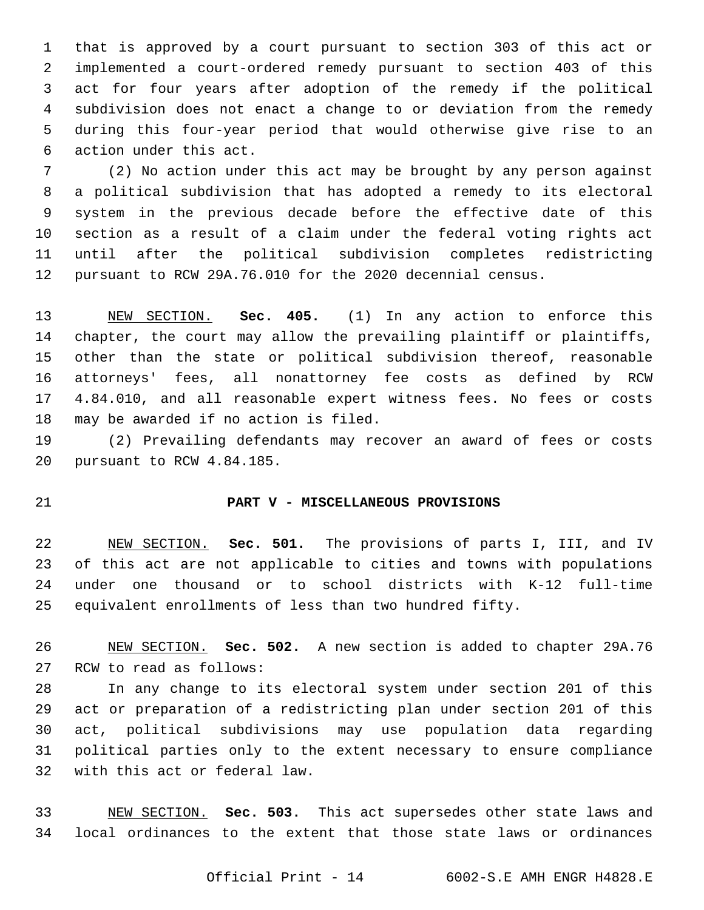that is approved by a court pursuant to section 303 of this act or implemented a court-ordered remedy pursuant to section 403 of this act for four years after adoption of the remedy if the political subdivision does not enact a change to or deviation from the remedy during this four-year period that would otherwise give rise to an action under this act.

(2) No action under this act may be brought by any person against a political subdivision that has adopted a remedy to its electoral system in the previous decade before the effective date of this section as a result of a claim under the federal voting rights act until after the political subdivision completes redistricting pursuant to RCW 29A.76.010 for the 2020 decennial census.

NEW SECTION. **Sec. 405.** (1) In any action to enforce this chapter, the court may allow the prevailing plaintiff or plaintiffs, other than the state or political subdivision thereof, reasonable attorneys' fees, all nonattorney fee costs as defined by RCW 4.84.010, and all reasonable expert witness fees. No fees or costs may be awarded if no action is filed.

(2) Prevailing defendants may recover an award of fees or costs pursuant to RCW 4.84.185.

## PART V - MISCELLANEOUS PROVISIONS

NEW SECTION. **Sec. 501.** The provisions of parts I, III, and IV of this act are not applicable to cities and towns with populations under one thousand or to school districts with K-12 full-time equivalent enrollments of less than two hundred fifty.

NEW SECTION. **Sec. 502.** A new section is added to chapter 29A.76 RCW to read as follows:

In any change to its electoral system under section 201 of this act or preparation of a redistricting plan under section 201 of this act, political subdivisions may use population data regarding political parties only to the extent necessary to ensure compliance with this act or federal law.

NEW SECTION. **Sec. 503.** This act supersedes other state laws and local ordinances to the extent that those state laws or ordinances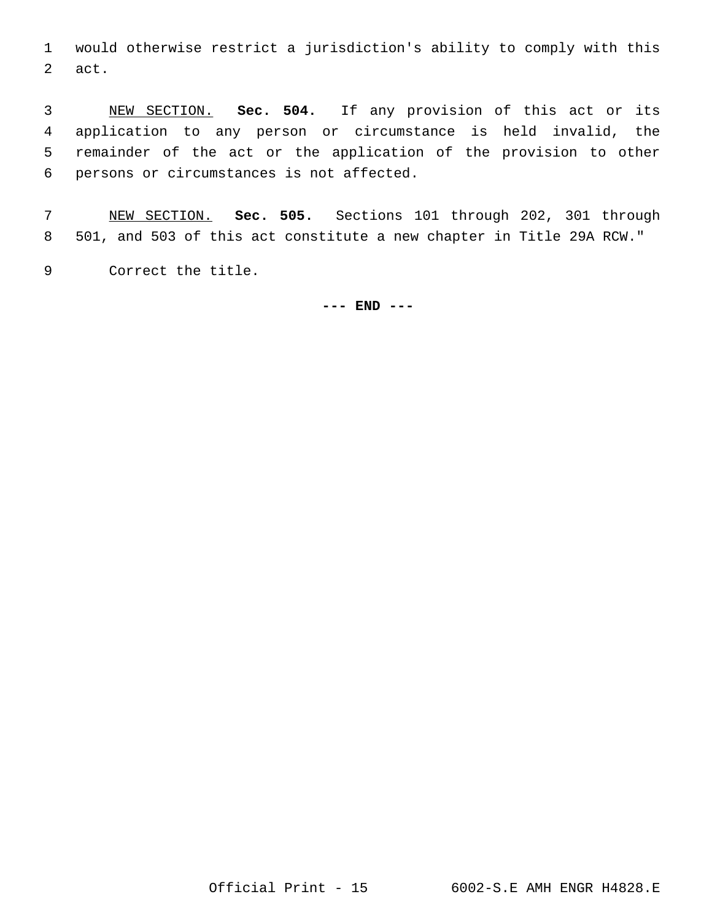would otherwise restrict a jurisdiction's ability to comply with this act.

NEW SECTION. **Sec. 504.** If any provision of this act or its application to any person or circumstance is held invalid, the remainder of the act or the application of the provision to other persons or circumstances is not affected.

NEW SECTION. **Sec. 505.** Sections 101 through 202, 301 through 501, and 503 of this act constitute a new chapter in Title 29A RCW."

Correct the title.

**--- END ---**